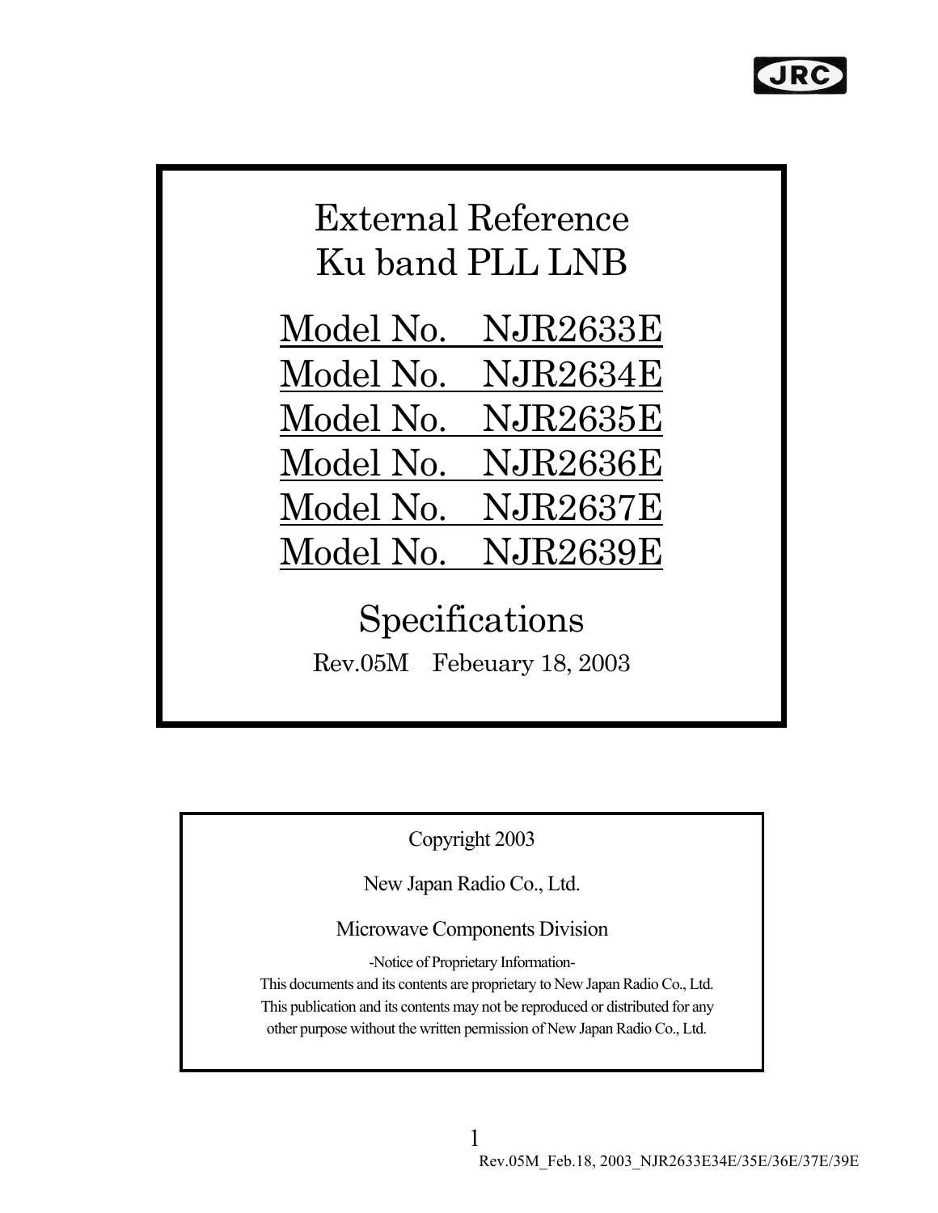# External Reference Ku band PLL LNB

Model No. NJR2633E

Model No. NJR2634E

Model No. NJR2635E

Model No. NJR2636E

Model No. NJR2637E

Model No. NJR2639E

## Specifications

Rev.05M Febeuary 18, 2003

Copyright 2003

New Japan Radio Co., Ltd.

Microwave Components Division

-Notice of Proprietary Information-

This documents and its contents are proprietary to New Japan Radio Co., Ltd.
This publication and its contents may not be reproduced or distributed for any other purpose without the written permission of New Japan Radio Co., Ltd.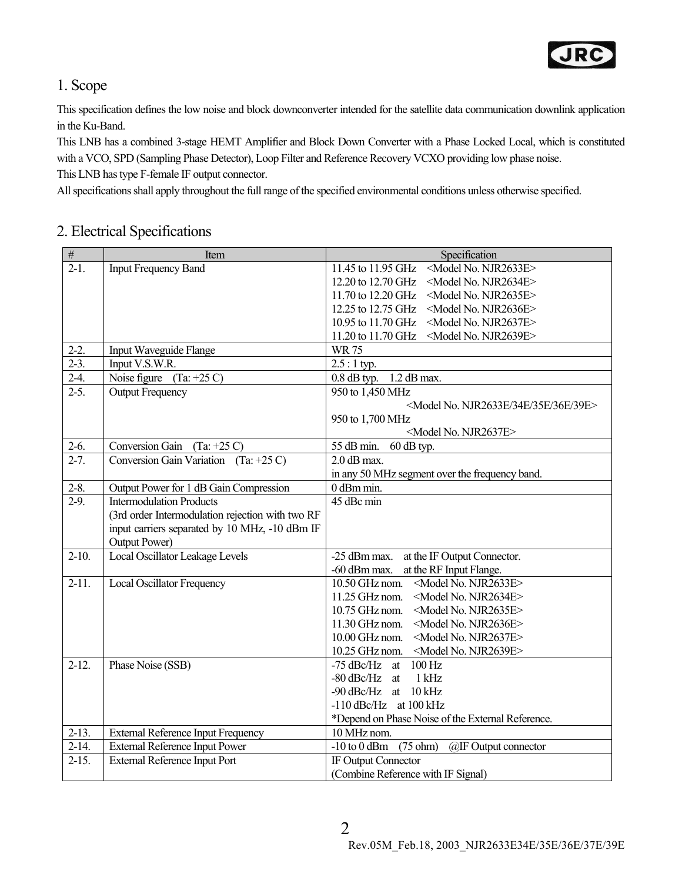## 1. Scope

This specification defines the low noise and block downconverter intended for the satellite data communication downlink application in the Ku-Band.

This LNB has a combined 3-stage HEMT Amplifier and Block Down Converter with a Phase Locked Local, which is constituted with a VCO, SPD (Sampling Phase Detector), Loop Filter and Reference Recovery VCXO providing low phase noise.

This LNB has type F-female IF output connector.

All specifications shall apply throughout the full range of the specified environmental conditions unless otherwise specified.

## 2. Electrical Specifications

| # | Item | Specification |
|---|---|---|
| 2-1. | Input Frequency Band | 11.45 to 11.95 GHz <Model No. NJR2633E><br>12.20 to 12.70 GHz <Model No. NJR2634E><br>11.70 to 12.20 GHz <Model No. NJR2635E><br>12.25 to 12.75 GHz <Model No. NJR2636E><br>10.95 to 11.70 GHz <Model No. NJR2637E><br>11.20 to 11.70 GHz <Model No. NJR2639E> |
| 2-2. | Input Waveguide Flange | WR 75 |
| 2-3. | Input V.S.W.R. | 2.5 : 1 typ. |
| 2-4. | Noise figure (Ta: +25 C) | 0.8 dB typ. 1.2 dB max. |
| 2-5. | Output Frequency | 950 to 1,450 MHz<br><Model No. NJR2633E/34E/35E/36E/39E><br>950 to 1,700 MHz<br><Model No. NJR2637E> |
| 2-6. | Conversion Gain (Ta: +25 C) | 55 dB min. 60 dB typ. |
| 2-7. | Conversion Gain Variation (Ta: +25 C) | 2.0 dB max.<br>in any 50 MHz segment over the frequency band. |
| 2-8. | Output Power for 1 dB Gain Compression | 0 dBm min. |
| 2-9. | Intermodulation Products<br>(3rd order Intermodulation rejection with two RF input carriers separated by 10 MHz, -10 dBm IF Output Power) | 45 dBc min |
| 2-10. | Local Oscillator Leakage Levels | -25 dBm max. at the IF Output Connector.<br>-60 dBm max. at the RF Input Flange. |
| 2-11. | Local Oscillator Frequency | 10.50 GHz nom. <Model No. NJR2633E><br>11.25 GHz nom. <Model No. NJR2634E><br>10.75 GHz nom. <Model No. NJR2635E><br>11.30 GHz nom. <Model No. NJR2636E><br>10.00 GHz nom. <Model No. NJR2637E><br>10.25 GHz nom. <Model No. NJR2639E> |
| 2-12. | Phase Noise (SSB) | -75 dBc/Hz at 100 Hz<br>-80 dBc/Hz at 1 kHz<br>-90 dBc/Hz at 10 kHz<br>-110 dBc/Hz at 100 kHz<br>*Depend on Phase Noise of the External Reference. |
| 2-13. | External Reference Input Frequency | 10 MHz nom. |
| 2-14. | External Reference Input Power | -10 to 0 dBm (75 ohm) @IF Output connector |
| 2-15. | External Reference Input Port | IF Output Connector<br>(Combine Reference with IF Signal) |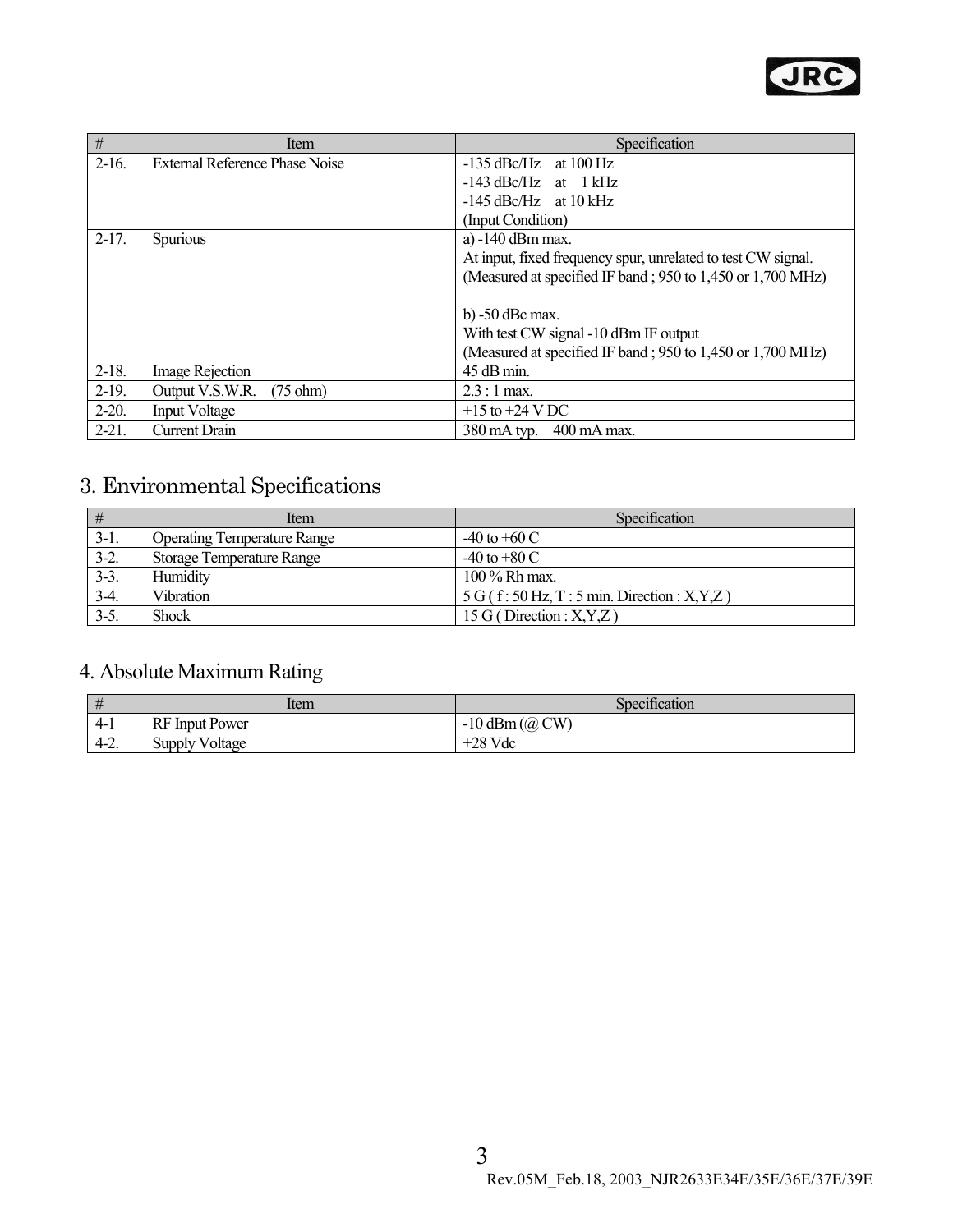| # | Item | Specification |
|---|---|---|
| 2-16. | External Reference Phase Noise | -135 dBc/Hz at 100 Hz<br>-143 dBc/Hz at 1 kHz<br>-145 dBc/Hz at 10 kHz<br>(Input Condition) |
| 2-17. | Spurious | a) -140 dBm max.<br>At input, fixed frequency spur, unrelated to test CW signal.<br>(Measured at specified IF band ; 950 to 1,450 or 1,700 MHz)<br><br>b) -50 dBc max.<br>With test CW signal -10 dBm IF output<br>(Measured at specified IF band ; 950 to 1,450 or 1,700 MHz) |
| 2-18. | Image Rejection | 45 dB min. |
| 2-19. | Output V.S.W.R. (75 ohm) | 2.3 : 1 max. |
| 2-20. | Input Voltage | +15 to +24 V DC |
| 2-21. | Current Drain | 380 mA typ. 400 mA max. |

## 3. Environmental Specifications

| # | Item | Specification |
|---|---|---|
| 3-1. | Operating Temperature Range | -40 to +60 C |
| 3-2. | Storage Temperature Range | -40 to +80 C |
| 3-3. | Humidity | 100 % Rh max. |
| 3-4. | Vibration | 5 G ( f : 50 Hz, T : 5 min. Direction : X,Y,Z ) |
| 3-5. | Shock | 15 G ( Direction : X,Y,Z ) |

## 4. Absolute Maximum Rating

| # | Item | Specification |
|---|---|---|
| 4-1 | RF Input Power | -10 dBm (@ CW) |
| 4-2. | Supply Voltage | +28 Vdc |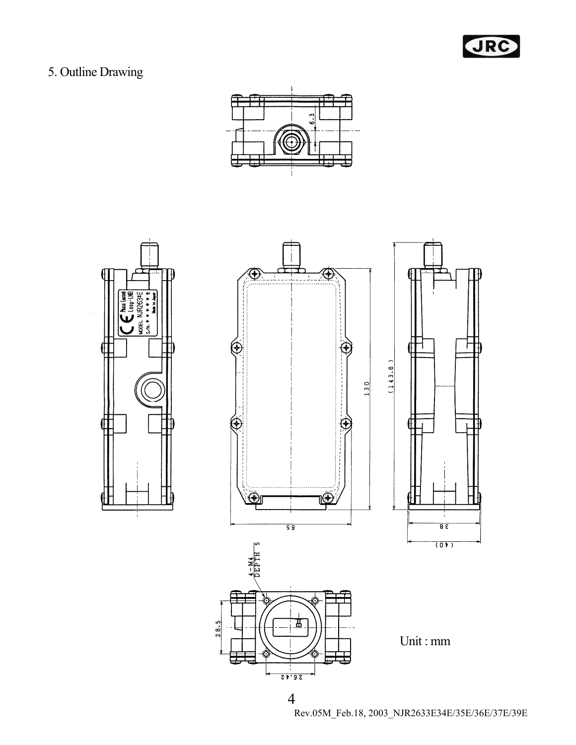## 5. Outline Drawing

6.3

Phase Locked Loop-LNB
MODEL NJR263*E
S/N: * * * * *
Made in Japan

130

(143.8)

65

38

(40)

4-M4
DEPTH 5

28.5

26.42

Unit : mm